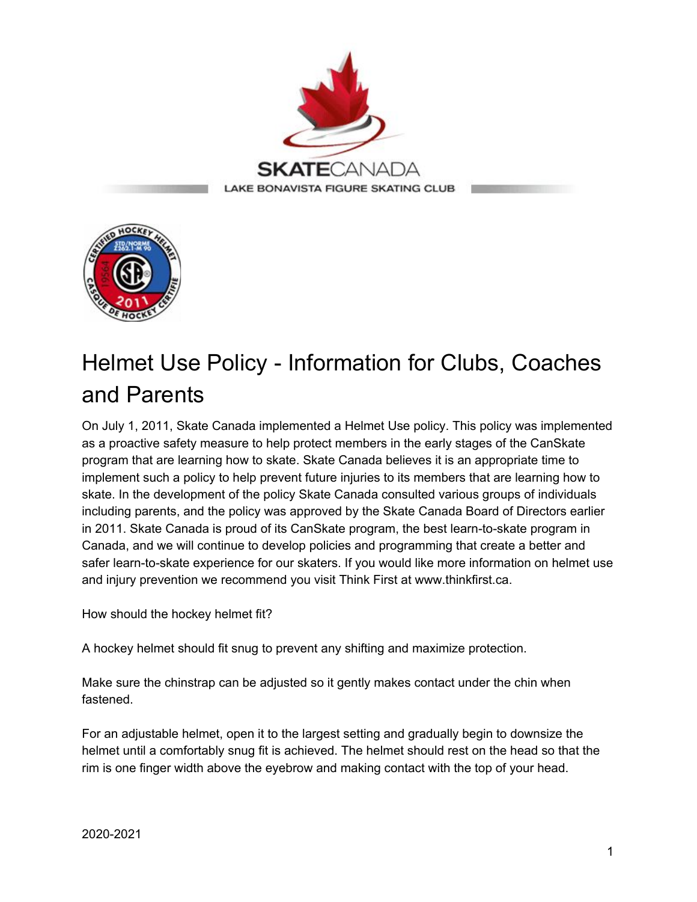SKATECANADA

LAKE BONAVISTA FIGURE SKATING CLUB

# Helmet Use Policy - Information for Clubs, Coaches and Parents

On July 1, 2011, Skate Canada implemented a Helmet Use policy. This policy was implemented as a proactive safety measure to help protect members in the early stages of the CanSkate program that are learning how to skate. Skate Canada believes it is an appropriate time to implement such a policy to help prevent future injuries to its members that are learning how to skate. In the development of the policy Skate Canada consulted various groups of individuals including parents, and the policy was approved by the Skate Canada Board of Directors earlier in 2011. Skate Canada is proud of its CanSkate program, the best learn-to-skate program in Canada, and we will continue to develop policies and programming that create a better and safer learn-to-skate experience for our skaters. If you would like more information on helmet use and injury prevention we recommend you visit Think First at www.thinkfirst.ca.

How should the hockey helmet fit?

A hockey helmet should fit snug to prevent any shifting and maximize protection.

Make sure the chinstrap can be adjusted so it gently makes contact under the chin when fastened.

For an adjustable helmet, open it to the largest setting and gradually begin to downsize the helmet until a comfortably snug fit is achieved. The helmet should rest on the head so that the rim is one finger width above the eyebrow and making contact with the top of your head.

2020-2021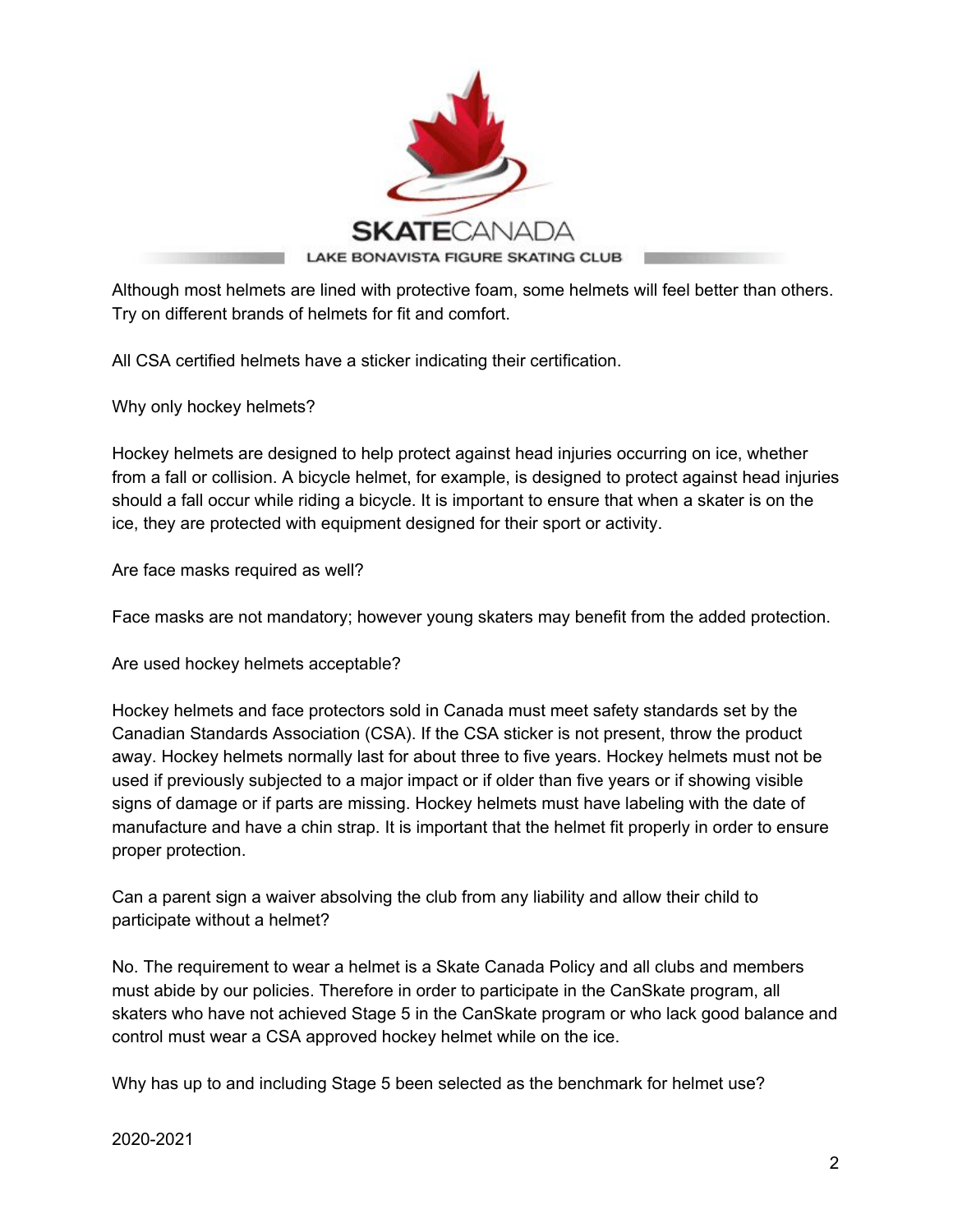Although most helmets are lined with protective foam, some helmets will feel better than others. Try on different brands of helmets for fit and comfort.

All CSA certified helmets have a sticker indicating their certification.

Why only hockey helmets?

Hockey helmets are designed to help protect against head injuries occurring on ice, whether from a fall or collision. A bicycle helmet, for example, is designed to protect against head injuries should a fall occur while riding a bicycle. It is important to ensure that when a skater is on the ice, they are protected with equipment designed for their sport or activity.

Are face masks required as well?

Face masks are not mandatory; however young skaters may benefit from the added protection.

Are used hockey helmets acceptable?

Hockey helmets and face protectors sold in Canada must meet safety standards set by the Canadian Standards Association (CSA). If the CSA sticker is not present, throw the product away. Hockey helmets normally last for about three to five years. Hockey helmets must not be used if previously subjected to a major impact or if older than five years or if showing visible signs of damage or if parts are missing. Hockey helmets must have labeling with the date of manufacture and have a chin strap. It is important that the helmet fit properly in order to ensure proper protection.

Can a parent sign a waiver absolving the club from any liability and allow their child to participate without a helmet?

No. The requirement to wear a helmet is a Skate Canada Policy and all clubs and members must abide by our policies. Therefore in order to participate in the CanSkate program, all skaters who have not achieved Stage 5 in the CanSkate program or who lack good balance and control must wear a CSA approved hockey helmet while on the ice.

Why has up to and including Stage 5 been selected as the benchmark for helmet use?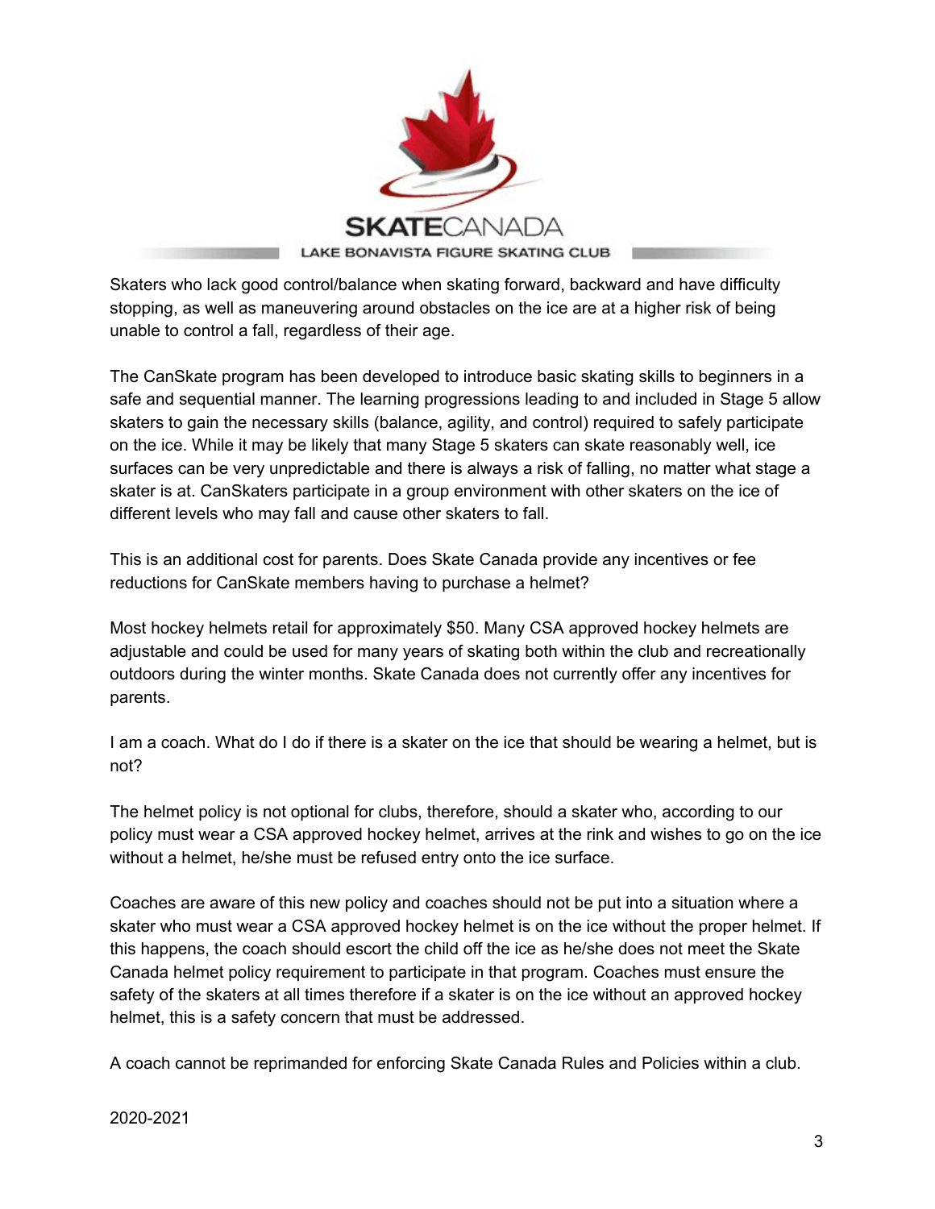Skaters who lack good control/balance when skating forward, backward and have difficulty stopping, as well as maneuvering around obstacles on the ice are at a higher risk of being unable to control a fall, regardless of their age.

The CanSkate program has been developed to introduce basic skating skills to beginners in a safe and sequential manner. The learning progressions leading to and included in Stage 5 allow skaters to gain the necessary skills (balance, agility, and control) required to safely participate on the ice. While it may be likely that many Stage 5 skaters can skate reasonably well, ice surfaces can be very unpredictable and there is always a risk of falling, no matter what stage a skater is at. CanSkaters participate in a group environment with other skaters on the ice of different levels who may fall and cause other skaters to fall.

This is an additional cost for parents. Does Skate Canada provide any incentives or fee reductions for CanSkate members having to purchase a helmet?

Most hockey helmets retail for approximately $50. Many CSA approved hockey helmets are adjustable and could be used for many years of skating both within the club and recreationally outdoors during the winter months. Skate Canada does not currently offer any incentives for parents.

I am a coach. What do I do if there is a skater on the ice that should be wearing a helmet, but is not?

The helmet policy is not optional for clubs, therefore, should a skater who, according to our policy must wear a CSA approved hockey helmet, arrives at the rink and wishes to go on the ice without a helmet, he/she must be refused entry onto the ice surface.

Coaches are aware of this new policy and coaches should not be put into a situation where a skater who must wear a CSA approved hockey helmet is on the ice without the proper helmet. If this happens, the coach should escort the child off the ice as he/she does not meet the Skate Canada helmet policy requirement to participate in that program. Coaches must ensure the safety of the skaters at all times therefore if a skater is on the ice without an approved hockey helmet, this is a safety concern that must be addressed.

A coach cannot be reprimanded for enforcing Skate Canada Rules and Policies within a club.

2020-2021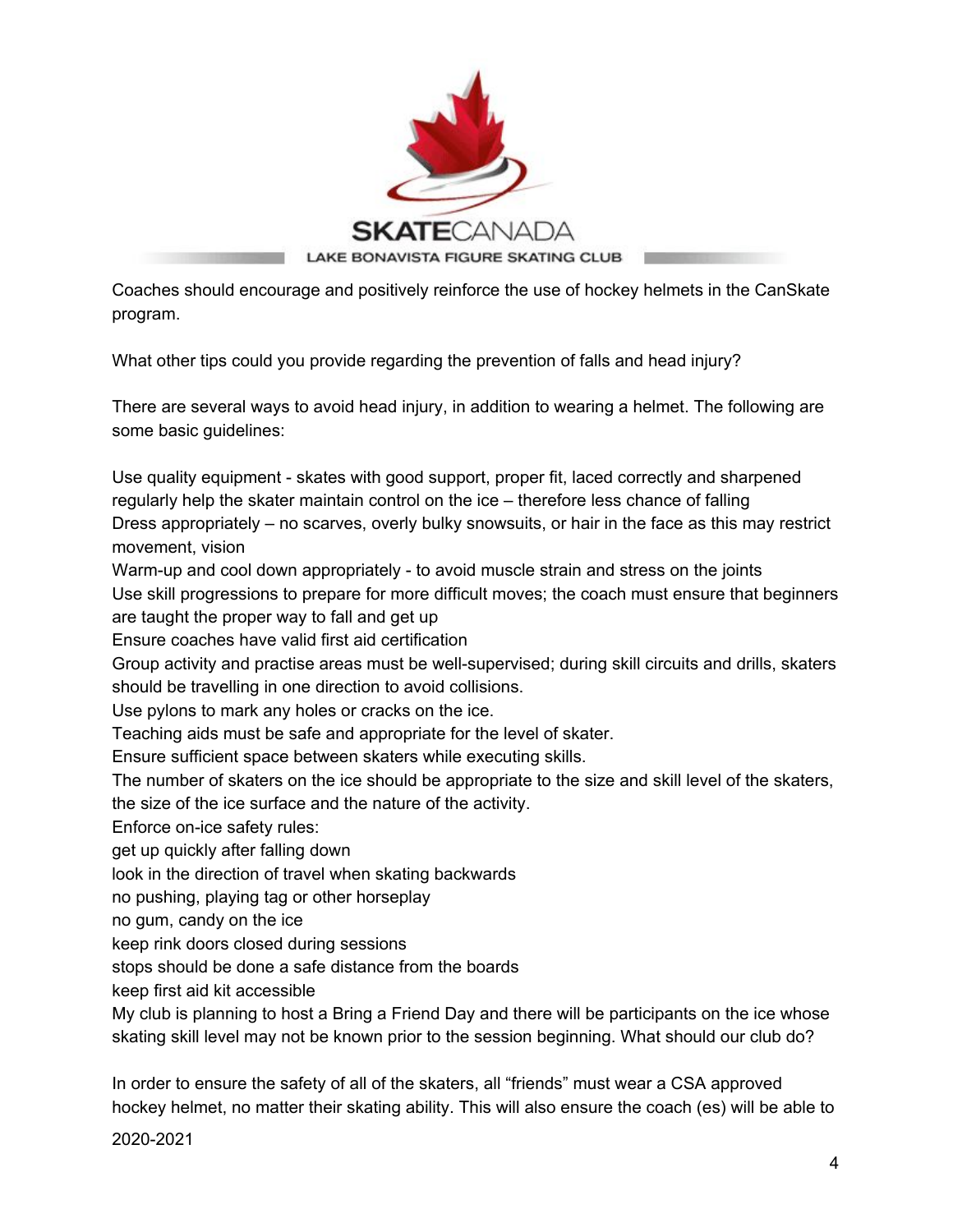Coaches should encourage and positively reinforce the use of hockey helmets in the CanSkate program.

What other tips could you provide regarding the prevention of falls and head injury?

There are several ways to avoid head injury, in addition to wearing a helmet. The following are some basic guidelines:

Use quality equipment - skates with good support, proper fit, laced correctly and sharpened regularly help the skater maintain control on the ice – therefore less chance of falling
Dress appropriately – no scarves, overly bulky snowsuits, or hair in the face as this may restrict movement, vision
Warm-up and cool down appropriately - to avoid muscle strain and stress on the joints
Use skill progressions to prepare for more difficult moves; the coach must ensure that beginners are taught the proper way to fall and get up
Ensure coaches have valid first aid certification
Group activity and practise areas must be well-supervised; during skill circuits and drills, skaters should be travelling in one direction to avoid collisions.
Use pylons to mark any holes or cracks on the ice.
Teaching aids must be safe and appropriate for the level of skater.
Ensure sufficient space between skaters while executing skills.
The number of skaters on the ice should be appropriate to the size and skill level of the skaters, the size of the ice surface and the nature of the activity.
Enforce on-ice safety rules:
get up quickly after falling down
look in the direction of travel when skating backwards
no pushing, playing tag or other horseplay
no gum, candy on the ice
keep rink doors closed during sessions
stops should be done a safe distance from the boards
keep first aid kit accessible
My club is planning to host a Bring a Friend Day and there will be participants on the ice whose skating skill level may not be known prior to the session beginning. What should our club do?

In order to ensure the safety of all of the skaters, all "friends" must wear a CSA approved hockey helmet, no matter their skating ability. This will also ensure the coach (es) will be able to

2020-2021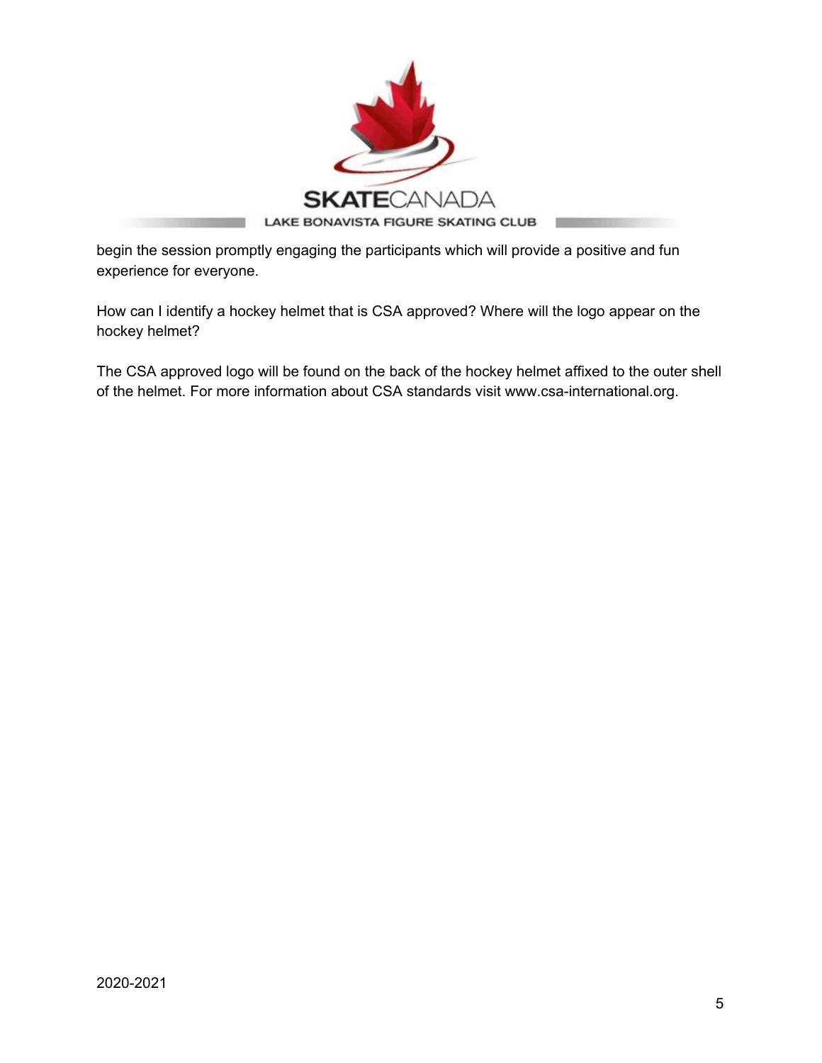begin the session promptly engaging the participants which will provide a positive and fun experience for everyone.

How can I identify a hockey helmet that is CSA approved? Where will the logo appear on the hockey helmet?

The CSA approved logo will be found on the back of the hockey helmet affixed to the outer shell of the helmet. For more information about CSA standards visit www.csa-international.org.